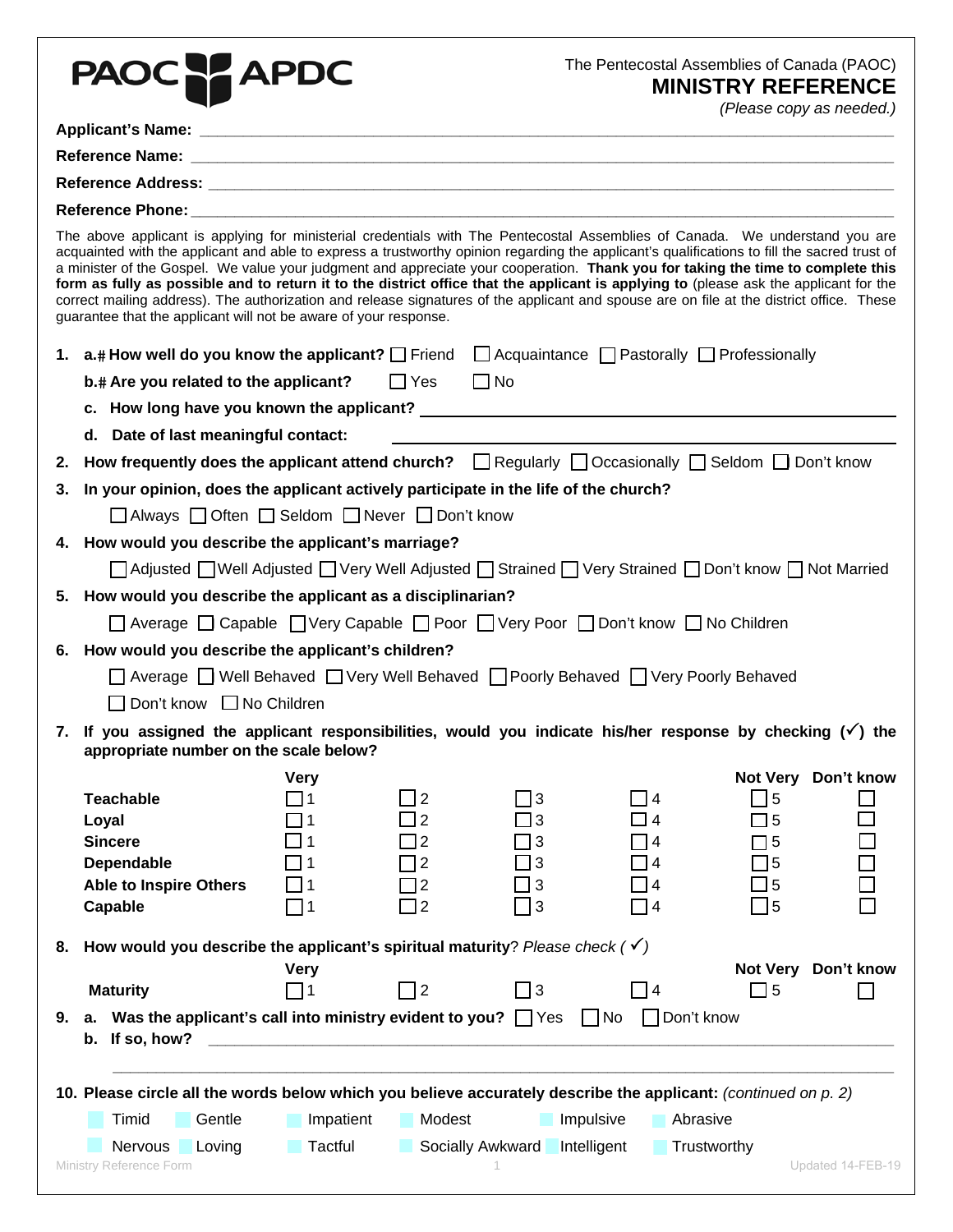PAOC APDC

The Pentecostal Assemblies of Canada (PAOC)

# MINISTRY REFERENCE

*(Please copy as needed.)*

**Applicant's Name:** ______________________________

**Reference Name:** ______________________________

**Reference Address:** ______________________________

**Reference Phone:** ______________________________

The above applicant is applying for ministerial credentials with The Pentecostal Assemblies of Canada. We understand you are acquainted with the applicant and able to express a trustworthy opinion regarding the applicant's qualifications to fill the sacred trust of a minister of the Gospel. We value your judgment and appreciate your cooperation. **Thank you for taking the time to complete this form as fully as possible and to return it to the district office that the applicant is applying to** (please ask the applicant for the correct mailing address). The authorization and release signatures of the applicant and spouse are on file at the district office. These guarantee that the applicant will not be aware of your response.

1. **a. How well do you know the applicant?** ☐ Friend ☐ Acquaintance ☐ Pastorally ☐ Professionally

   **b. Are you related to the applicant?** ☐ Yes ☐ No

   **c. How long have you known the applicant?** ______________________________

   **d. Date of last meaningful contact:** ______________________________

2. **How frequently does the applicant attend church?** ☐ Regularly ☐ Occasionally ☐ Seldom ☐ Don't know

3. **In your opinion, does the applicant actively participate in the life of the church?**

   ☐ Always ☐ Often ☐ Seldom ☐ Never ☐ Don't know

4. **How would you describe the applicant's marriage?**

   ☐ Adjusted ☐ Well Adjusted ☐ Very Well Adjusted ☐ Strained ☐ Very Strained ☐ Don't know ☐ Not Married

5. **How would you describe the applicant as a disciplinarian?**

   ☐ Average ☐ Capable ☐ Very Capable ☐ Poor ☐ Very Poor ☐ Don't know ☐ No Children

6. **How would you describe the applicant's children?**

   ☐ Average ☐ Well Behaved ☐ Very Well Behaved ☐ Poorly Behaved ☐ Very Poorly Behaved

   ☐ Don't know ☐ No Children

7. **If you assigned the applicant responsibilities, would you indicate his/her response by checking (✓) the appropriate number on the scale below?**

| | Very | | | | Not Very | Don't know |
|---|---|---|---|---|---|---|
| **Teachable** | ☐ 1 | ☐ 2 | ☐ 3 | ☐ 4 | ☐ 5 | ☐ |
| **Loyal** | ☐ 1 | ☐ 2 | ☐ 3 | ☐ 4 | ☐ 5 | ☐ |
| **Sincere** | ☐ 1 | ☐ 2 | ☐ 3 | ☐ 4 | ☐ 5 | ☐ |
| **Dependable** | ☐ 1 | ☐ 2 | ☐ 3 | ☐ 4 | ☐ 5 | ☐ |
| **Able to Inspire Others** | ☐ 1 | ☐ 2 | ☐ 3 | ☐ 4 | ☐ 5 | ☐ |
| **Capable** | ☐ 1 | ☐ 2 | ☐ 3 | ☐ 4 | ☐ 5 | ☐ |

8. **How would you describe the applicant's spiritual maturity**? *Please check (✓)*

| | Very | | | | Not Very | Don't know |
|---|---|---|---|---|---|---|
| **Maturity** | ☐ 1 | ☐ 2 | ☐ 3 | ☐ 4 | ☐ 5 | ☐ |

9. **a. Was the applicant's call into ministry evident to you?** ☐ Yes ☐ No ☐ Don't know

   **b. If so, how?** ______________________________

   ______________________________

10. **Please circle all the words below which you believe accurately describe the applicant:** *(continued on p. 2)*

   Timid  Gentle  Impatient  Modest  Impulsive  Abrasive

   Nervous  Loving  Tactful  Socially Awkward  Intelligent  Trustworthy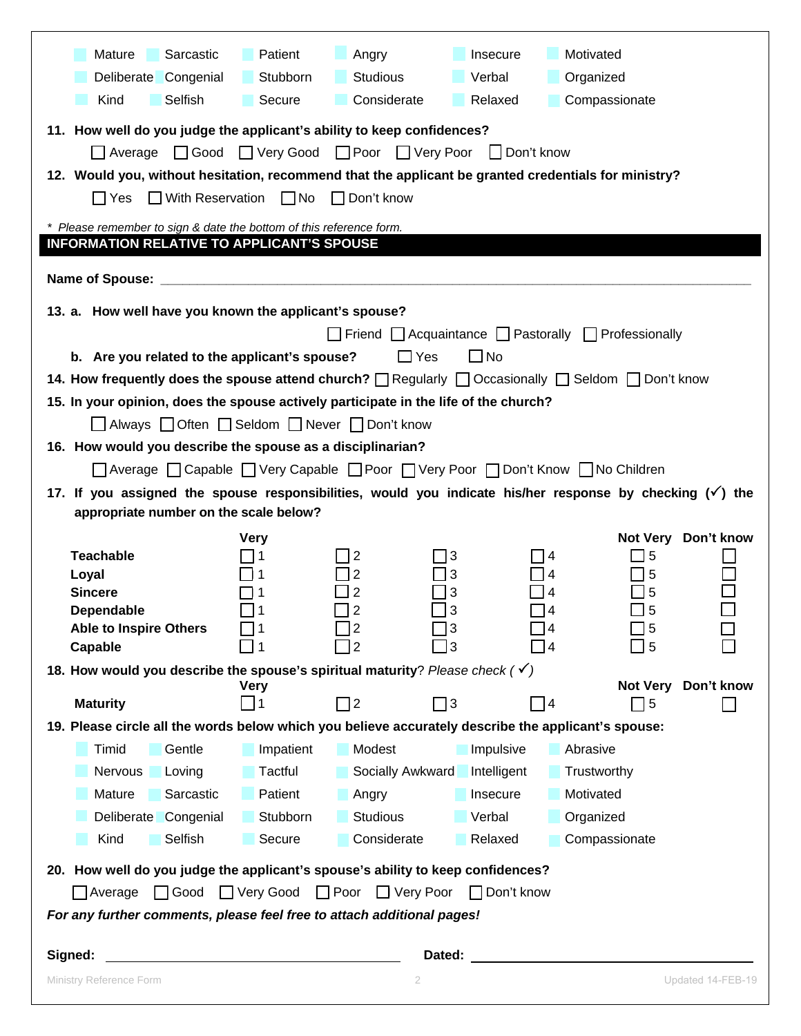| | | | | | |
|---|---|---|---|---|---|
| Mature | Sarcastic | Patient | Angry | Insecure | Motivated |
| Deliberate | Congenial | Stubborn | Studious | Verbal | Organized |
| Kind | Selfish | Secure | Considerate | Relaxed | Compassionate |

**11. How well do you judge the applicant's ability to keep confidences?**

☐ Average ☐ Good ☐ Very Good ☐ Poor ☐ Very Poor ☐ Don't know

**12. Would you, without hesitation, recommend that the applicant be granted credentials for ministry?**

☐ Yes ☐ With Reservation ☐ No ☐ Don't know

*\* Please remember to sign & date the bottom of this reference form.*

## INFORMATION RELATIVE TO APPLICANT'S SPOUSE

**Name of Spouse:** ______________________________________________

**13. a. How well have you known the applicant's spouse?**

☐ Friend ☐ Acquaintance ☐ Pastorally ☐ Professionally

**b. Are you related to the applicant's spouse?** ☐ Yes ☐ No

**14. How frequently does the spouse attend church?** ☐ Regularly ☐ Occasionally ☐ Seldom ☐ Don't know

**15. In your opinion, does the spouse actively participate in the life of the church?**

☐ Always ☐ Often ☐ Seldom ☐ Never ☐ Don't know

**16. How would you describe the spouse as a disciplinarian?**

☐ Average ☐ Capable ☐ Very Capable ☐ Poor ☐ Very Poor ☐ Don't Know ☐ No Children

**17. If you assigned the spouse responsibilities, would you indicate his/her response by checking (✓) the appropriate number on the scale below?**

| | Very | | | | Not Very | Don't know |
|---|---|---|---|---|---|---|
| **Teachable** | ☐ 1 | ☐ 2 | ☐ 3 | ☐ 4 | ☐ 5 | ☐ |
| **Loyal** | ☐ 1 | ☐ 2 | ☐ 3 | ☐ 4 | ☐ 5 | ☐ |
| **Sincere** | ☐ 1 | ☐ 2 | ☐ 3 | ☐ 4 | ☐ 5 | ☐ |
| **Dependable** | ☐ 1 | ☐ 2 | ☐ 3 | ☐ 4 | ☐ 5 | ☐ |
| **Able to Inspire Others** | ☐ 1 | ☐ 2 | ☐ 3 | ☐ 4 | ☐ 5 | ☐ |
| **Capable** | ☐ 1 | ☐ 2 | ☐ 3 | ☐ 4 | ☐ 5 | ☐ |

**18. How would you describe the spouse's spiritual maturity**? *Please check (✓)*

| | Very | | | | Not Very | Don't know |
|---|---|---|---|---|---|---|
| **Maturity** | ☐ 1 | ☐ 2 | ☐ 3 | ☐ 4 | ☐ 5 | ☐ |

**19. Please circle all the words below which you believe accurately describe the applicant's spouse:**

| | | | | | |
|---|---|---|---|---|---|
| Timid | Gentle | Impatient | Modest | Impulsive | Abrasive |
| Nervous | Loving | Tactful | Socially Awkward | Intelligent | Trustworthy |
| Mature | Sarcastic | Patient | Angry | Insecure | Motivated |
| Deliberate | Congenial | Stubborn | Studious | Verbal | Organized |
| Kind | Selfish | Secure | Considerate | Relaxed | Compassionate |

**20. How well do you judge the applicant's spouse's ability to keep confidences?**

☐ Average ☐ Good ☐ Very Good ☐ Poor ☐ Very Poor ☐ Don't know

***For any further comments, please feel free to attach additional pages!***

**Signed:** ______________________ **Dated:** ______________________